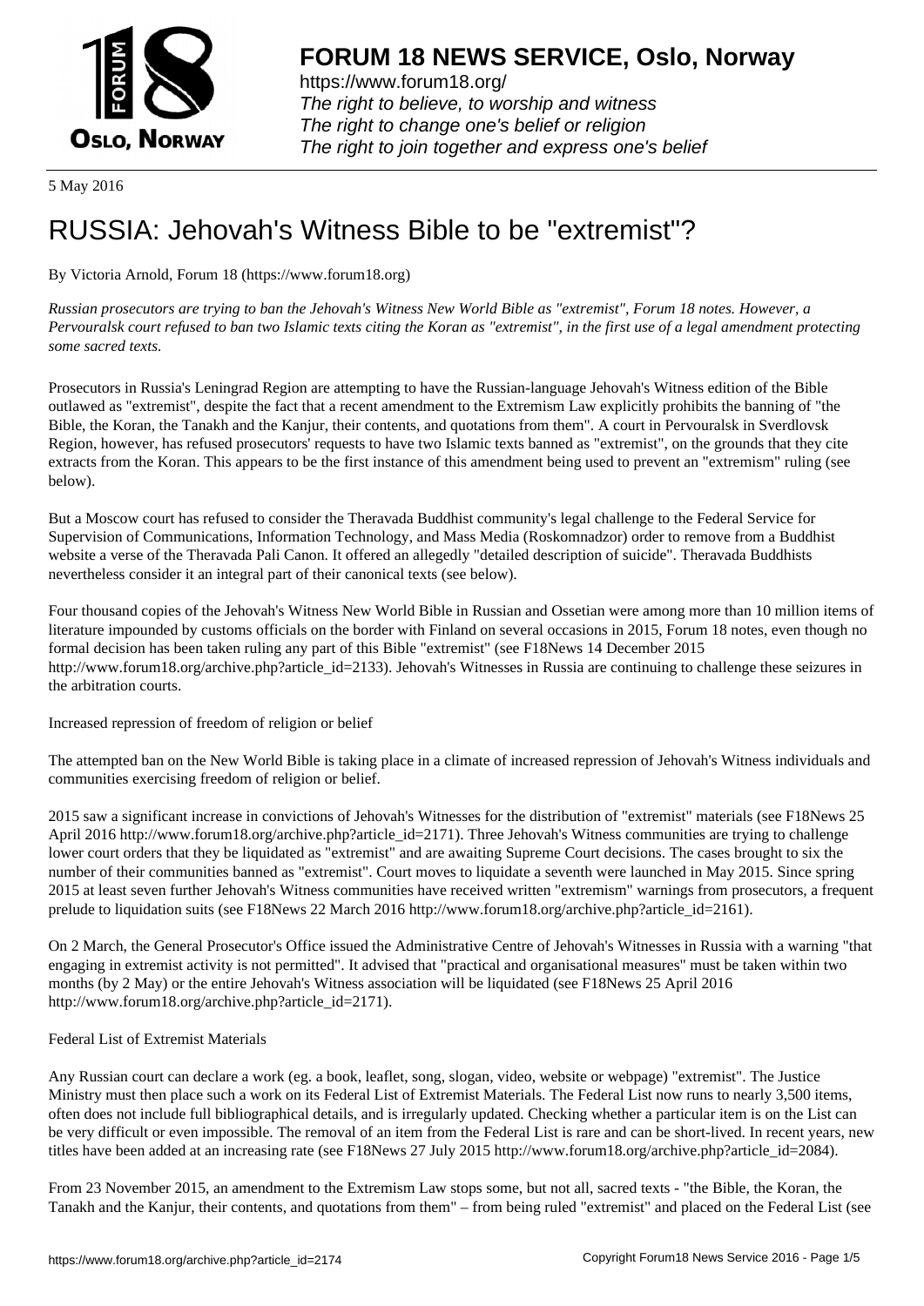5 May 2016

# RUSSIA: Jehovah's Witness Bible to be "extremist"?

By Victoria Arnold, Forum 18 (https://www.forum18.org)

*Russian prosecutors are trying to ban the Jehovah's Witness New World Bible as "extremist", Forum 18 notes. However, a Pervouralsk court refused to ban two Islamic texts citing the Koran as "extremist", in the first use of a legal amendment protecting some sacred texts.*

Prosecutors in Russia's Leningrad Region are attempting to have the Russian-language Jehovah's Witness edition of the Bible outlawed as "extremist", despite the fact that a recent amendment to the Extremism Law explicitly prohibits the banning of "the Bible, the Koran, the Tanakh and the Kanjur, their contents, and quotations from them". A court in Pervouralsk in Sverdlovsk Region, however, has refused prosecutors' requests to have two Islamic texts banned as "extremist", on the grounds that they cite extracts from the Koran. This appears to be the first instance of this amendment being used to prevent an "extremism" ruling (see below).

But a Moscow court has refused to consider the Theravada Buddhist community's legal challenge to the Federal Service for Supervision of Communications, Information Technology, and Mass Media (Roskomnadzor) order to remove from a Buddhist website a verse of the Theravada Pali Canon. It offered an allegedly "detailed description of suicide". Theravada Buddhists nevertheless consider it an integral part of their canonical texts (see below).

Four thousand copies of the Jehovah's Witness New World Bible in Russian and Ossetian were among more than 10 million items of literature impounded by customs officials on the border with Finland on several occasions in 2015, Forum 18 notes, even though no formal decision has been taken ruling any part of this Bible "extremist" (see F18News 14 December 2015 http://www.forum18.org/archive.php?article_id=2133). Jehovah's Witnesses in Russia are continuing to challenge these seizures in the arbitration courts.

## Increased repression of freedom of religion or belief

The attempted ban on the New World Bible is taking place in a climate of increased repression of Jehovah's Witness individuals and communities exercising freedom of religion or belief.

2015 saw a significant increase in convictions of Jehovah's Witnesses for the distribution of "extremist" materials (see F18News 25 April 2016 http://www.forum18.org/archive.php?article_id=2171). Three Jehovah's Witness communities are trying to challenge lower court orders that they be liquidated as "extremist" and are awaiting Supreme Court decisions. The cases brought to six the number of their communities banned as "extremist". Court moves to liquidate a seventh were launched in May 2015. Since spring 2015 at least seven further Jehovah's Witness communities have received written "extremism" warnings from prosecutors, a frequent prelude to liquidation suits (see F18News 22 March 2016 http://www.forum18.org/archive.php?article_id=2161).

On 2 March, the General Prosecutor's Office issued the Administrative Centre of Jehovah's Witnesses in Russia with a warning "that engaging in extremist activity is not permitted". It advised that "practical and organisational measures" must be taken within two months (by 2 May) or the entire Jehovah's Witness association will be liquidated (see F18News 25 April 2016 http://www.forum18.org/archive.php?article_id=2171).

## Federal List of Extremist Materials

Any Russian court can declare a work (eg. a book, leaflet, song, slogan, video, website or webpage) "extremist". The Justice Ministry must then place such a work on its Federal List of Extremist Materials. The Federal List now runs to nearly 3,500 items, often does not include full bibliographical details, and is irregularly updated. Checking whether a particular item is on the List can be very difficult or even impossible. The removal of an item from the Federal List is rare and can be short-lived. In recent years, new titles have been added at an increasing rate (see F18News 27 July 2015 http://www.forum18.org/archive.php?article_id=2084).

From 23 November 2015, an amendment to the Extremism Law stops some, but not all, sacred texts - "the Bible, the Koran, the Tanakh and the Kanjur, their contents, and quotations from them" – from being ruled "extremist" and placed on the Federal List (see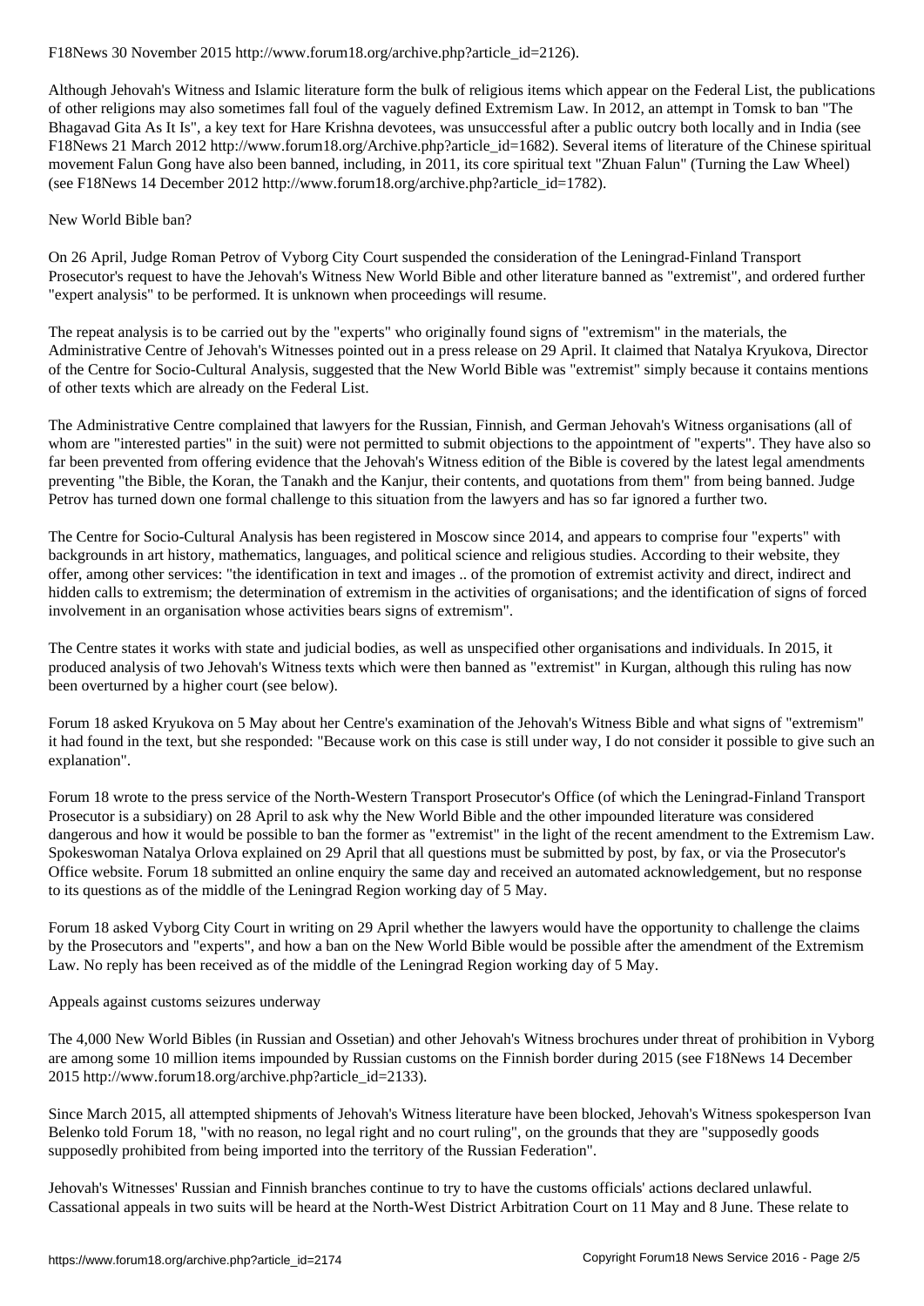F18News 30 November 2015 http://www.forum18.org/archive.php?article_id=2126).

Although Jehovah's Witness and Islamic literature form the bulk of religious items which appear on the Federal List, the publications of other religions may also sometimes fall foul of the vaguely defined Extremism Law. In 2012, an attempt in Tomsk to ban "The Bhagavad Gita As It Is", a key text for Hare Krishna devotees, was unsuccessful after a public outcry both locally and in India (see F18News 21 March 2012 http://www.forum18.org/Archive.php?article_id=1682). Several items of literature of the Chinese spiritual movement Falun Gong have also been banned, including, in 2011, its core spiritual text "Zhuan Falun" (Turning the Law Wheel) (see F18News 14 December 2012 http://www.forum18.org/archive.php?article_id=1782).

## New World Bible ban?

On 26 April, Judge Roman Petrov of Vyborg City Court suspended the consideration of the Leningrad-Finland Transport Prosecutor's request to have the Jehovah's Witness New World Bible and other literature banned as "extremist", and ordered further "expert analysis" to be performed. It is unknown when proceedings will resume.

The repeat analysis is to be carried out by the "experts" who originally found signs of "extremism" in the materials, the Administrative Centre of Jehovah's Witnesses pointed out in a press release on 29 April. It claimed that Natalya Kryukova, Director of the Centre for Socio-Cultural Analysis, suggested that the New World Bible was "extremist" simply because it contains mentions of other texts which are already on the Federal List.

The Administrative Centre complained that lawyers for the Russian, Finnish, and German Jehovah's Witness organisations (all of whom are "interested parties" in the suit) were not permitted to submit objections to the appointment of "experts". They have also so far been prevented from offering evidence that the Jehovah's Witness edition of the Bible is covered by the latest legal amendments preventing "the Bible, the Koran, the Tanakh and the Kanjur, their contents, and quotations from them" from being banned. Judge Petrov has turned down one formal challenge to this situation from the lawyers and has so far ignored a further two.

The Centre for Socio-Cultural Analysis has been registered in Moscow since 2014, and appears to comprise four "experts" with backgrounds in art history, mathematics, languages, and political science and religious studies. According to their website, they offer, among other services: "the identification in text and images .. of the promotion of extremist activity and direct, indirect and hidden calls to extremism; the determination of extremism in the activities of organisations; and the identification of signs of forced involvement in an organisation whose activities bears signs of extremism".

The Centre states it works with state and judicial bodies, as well as unspecified other organisations and individuals. In 2015, it produced analysis of two Jehovah's Witness texts which were then banned as "extremist" in Kurgan, although this ruling has now been overturned by a higher court (see below).

Forum 18 asked Kryukova on 5 May about her Centre's examination of the Jehovah's Witness Bible and what signs of "extremism" it had found in the text, but she responded: "Because work on this case is still under way, I do not consider it possible to give such an explanation".

Forum 18 wrote to the press service of the North-Western Transport Prosecutor's Office (of which the Leningrad-Finland Transport Prosecutor is a subsidiary) on 28 April to ask why the New World Bible and the other impounded literature was considered dangerous and how it would be possible to ban the former as "extremist" in the light of the recent amendment to the Extremism Law. Spokeswoman Natalya Orlova explained on 29 April that all questions must be submitted by post, by fax, or via the Prosecutor's Office website. Forum 18 submitted an online enquiry the same day and received an automated acknowledgement, but no response to its questions as of the middle of the Leningrad Region working day of 5 May.

Forum 18 asked Vyborg City Court in writing on 29 April whether the lawyers would have the opportunity to challenge the claims by the Prosecutors and "experts", and how a ban on the New World Bible would be possible after the amendment of the Extremism Law. No reply has been received as of the middle of the Leningrad Region working day of 5 May.

## Appeals against customs seizures underway

The 4,000 New World Bibles (in Russian and Ossetian) and other Jehovah's Witness brochures under threat of prohibition in Vyborg are among some 10 million items impounded by Russian customs on the Finnish border during 2015 (see F18News 14 December 2015 http://www.forum18.org/archive.php?article_id=2133).

Since March 2015, all attempted shipments of Jehovah's Witness literature have been blocked, Jehovah's Witness spokesperson Ivan Belenko told Forum 18, "with no reason, no legal right and no court ruling", on the grounds that they are "supposedly goods supposedly prohibited from being imported into the territory of the Russian Federation".

Jehovah's Witnesses' Russian and Finnish branches continue to try to have the customs officials' actions declared unlawful. Cassational appeals in two suits will be heard at the North-West District Arbitration Court on 11 May and 8 June. These relate to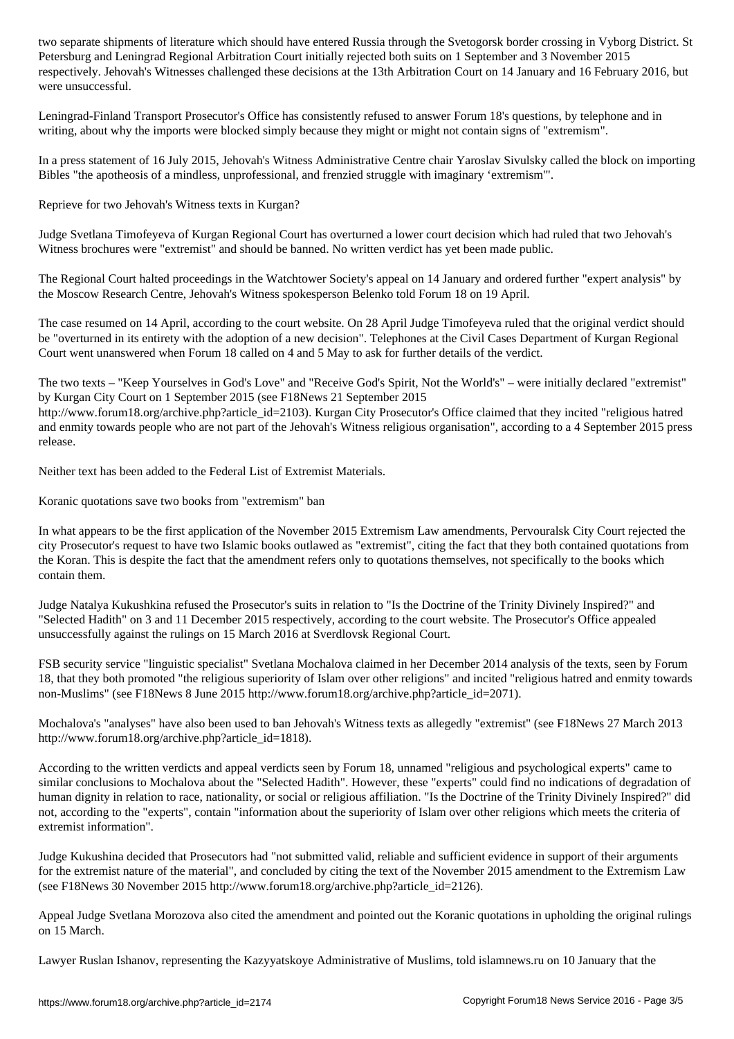two separate shipments of literature which should have entered Russia through the Svetogorsk border crossing in Vyborg District. St Petersburg and Leningrad Regional Arbitration Court initially rejected both suits on 1 September and 3 November 2015 respectively. Jehovah's Witnesses challenged these decisions at the 13th Arbitration Court on 14 January and 16 February 2016, but were unsuccessful.

Leningrad-Finland Transport Prosecutor's Office has consistently refused to answer Forum 18's questions, by telephone and in writing, about why the imports were blocked simply because they might or might not contain signs of "extremism".

In a press statement of 16 July 2015, Jehovah's Witness Administrative Centre chair Yaroslav Sivulsky called the block on importing Bibles "the apotheosis of a mindless, unprofessional, and frenzied struggle with imaginary 'extremism'".

## Reprieve for two Jehovah's Witness texts in Kurgan?

Judge Svetlana Timofeyeva of Kurgan Regional Court has overturned a lower court decision which had ruled that two Jehovah's Witness brochures were "extremist" and should be banned. No written verdict has yet been made public.

The Regional Court halted proceedings in the Watchtower Society's appeal on 14 January and ordered further "expert analysis" by the Moscow Research Centre, Jehovah's Witness spokesperson Belenko told Forum 18 on 19 April.

The case resumed on 14 April, according to the court website. On 28 April Judge Timofeyeva ruled that the original verdict should be "overturned in its entirety with the adoption of a new decision". Telephones at the Civil Cases Department of Kurgan Regional Court went unanswered when Forum 18 called on 4 and 5 May to ask for further details of the verdict.

The two texts – "Keep Yourselves in God's Love" and "Receive God's Spirit, Not the World's" – were initially declared "extremist" by Kurgan City Court on 1 September 2015 (see F18News 21 September 2015 http://www.forum18.org/archive.php?article_id=2103). Kurgan City Prosecutor's Office claimed that they incited "religious hatred and enmity towards people who are not part of the Jehovah's Witness religious organisation", according to a 4 September 2015 press release.

Neither text has been added to the Federal List of Extremist Materials.

## Koranic quotations save two books from "extremism" ban

In what appears to be the first application of the November 2015 Extremism Law amendments, Pervouralsk City Court rejected the city Prosecutor's request to have two Islamic books outlawed as "extremist", citing the fact that they both contained quotations from the Koran. This is despite the fact that the amendment refers only to quotations themselves, not specifically to the books which contain them.

Judge Natalya Kukushkina refused the Prosecutor's suits in relation to "Is the Doctrine of the Trinity Divinely Inspired?" and "Selected Hadith" on 3 and 11 December 2015 respectively, according to the court website. The Prosecutor's Office appealed unsuccessfully against the rulings on 15 March 2016 at Sverdlovsk Regional Court.

FSB security service "linguistic specialist" Svetlana Mochalova claimed in her December 2014 analysis of the texts, seen by Forum 18, that they both promoted "the religious superiority of Islam over other religions" and incited "religious hatred and enmity towards non-Muslims" (see F18News 8 June 2015 http://www.forum18.org/archive.php?article_id=2071).

Mochalova's "analyses" have also been used to ban Jehovah's Witness texts as allegedly "extremist" (see F18News 27 March 2013 http://www.forum18.org/archive.php?article_id=1818).

According to the written verdicts and appeal verdicts seen by Forum 18, unnamed "religious and psychological experts" came to similar conclusions to Mochalova about the "Selected Hadith". However, these "experts" could find no indications of degradation of human dignity in relation to race, nationality, or social or religious affiliation. "Is the Doctrine of the Trinity Divinely Inspired?" did not, according to the "experts", contain "information about the superiority of Islam over other religions which meets the criteria of extremist information".

Judge Kukushina decided that Prosecutors had "not submitted valid, reliable and sufficient evidence in support of their arguments for the extremist nature of the material", and concluded by citing the text of the November 2015 amendment to the Extremism Law (see F18News 30 November 2015 http://www.forum18.org/archive.php?article_id=2126).

Appeal Judge Svetlana Morozova also cited the amendment and pointed out the Koranic quotations in upholding the original rulings on 15 March.

Lawyer Ruslan Ishanov, representing the Kazyyatskoye Administrative of Muslims, told islamnews.ru on 10 January that the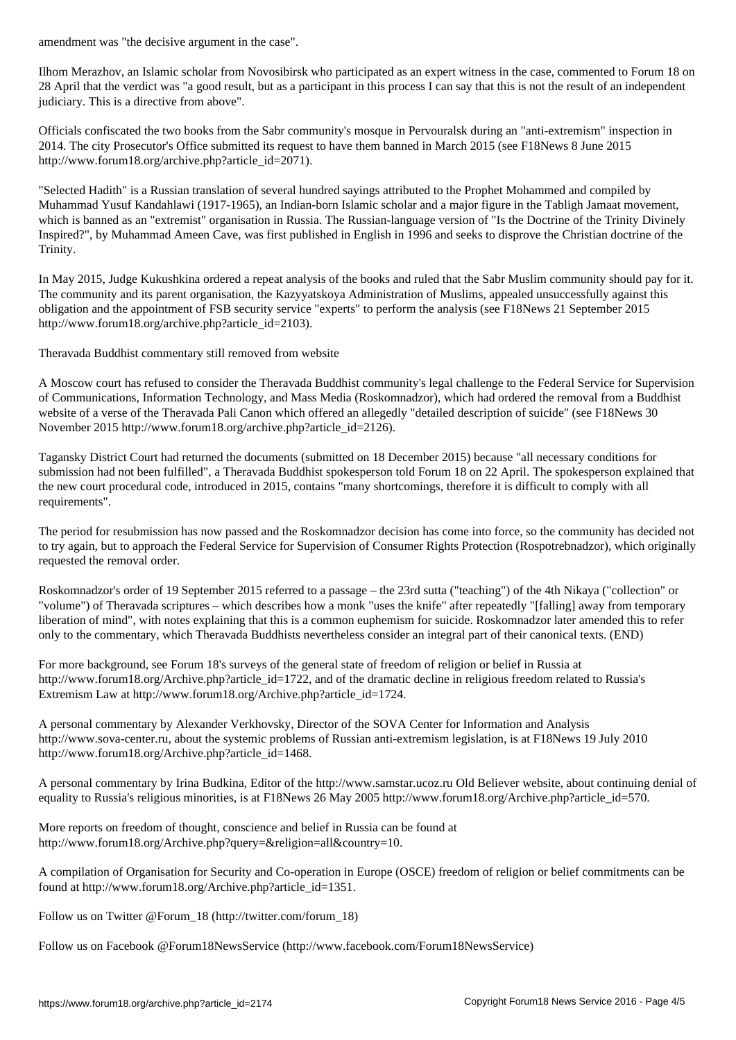amendment was "the decisive argument in the case".

Ilhom Merazhov, an Islamic scholar from Novosibirsk who participated as an expert witness in the case, commented to Forum 18 on 28 April that the verdict was "a good result, but as a participant in this process I can say that this is not the result of an independent judiciary. This is a directive from above".

Officials confiscated the two books from the Sabr community's mosque in Pervouralsk during an "anti-extremism" inspection in 2014. The city Prosecutor's Office submitted its request to have them banned in March 2015 (see F18News 8 June 2015 http://www.forum18.org/archive.php?article_id=2071).

"Selected Hadith" is a Russian translation of several hundred sayings attributed to the Prophet Mohammed and compiled by Muhammad Yusuf Kandahlawi (1917-1965), an Indian-born Islamic scholar and a major figure in the Tabligh Jamaat movement, which is banned as an "extremist" organisation in Russia. The Russian-language version of "Is the Doctrine of the Trinity Divinely Inspired?", by Muhammad Ameen Cave, was first published in English in 1996 and seeks to disprove the Christian doctrine of the Trinity.

In May 2015, Judge Kukushkina ordered a repeat analysis of the books and ruled that the Sabr Muslim community should pay for it. The community and its parent organisation, the Kazyyatskoya Administration of Muslims, appealed unsuccessfully against this obligation and the appointment of FSB security service "experts" to perform the analysis (see F18News 21 September 2015 http://www.forum18.org/archive.php?article_id=2103).

## Theravada Buddhist commentary still removed from website

A Moscow court has refused to consider the Theravada Buddhist community's legal challenge to the Federal Service for Supervision of Communications, Information Technology, and Mass Media (Roskomnadzor), which had ordered the removal from a Buddhist website of a verse of the Theravada Pali Canon which offered an allegedly "detailed description of suicide" (see F18News 30 November 2015 http://www.forum18.org/archive.php?article_id=2126).

Tagansky District Court had returned the documents (submitted on 18 December 2015) because "all necessary conditions for submission had not been fulfilled", a Theravada Buddhist spokesperson told Forum 18 on 22 April. The spokesperson explained that the new court procedural code, introduced in 2015, contains "many shortcomings, therefore it is difficult to comply with all requirements".

The period for resubmission has now passed and the Roskomnadzor decision has come into force, so the community has decided not to try again, but to approach the Federal Service for Supervision of Consumer Rights Protection (Rospotrebnadzor), which originally requested the removal order.

Roskomnadzor's order of 19 September 2015 referred to a passage – the 23rd sutta ("teaching") of the 4th Nikaya ("collection" or "volume") of Theravada scriptures – which describes how a monk "uses the knife" after repeatedly "[falling] away from temporary liberation of mind", with notes explaining that this is a common euphemism for suicide. Roskomnadzor later amended this to refer only to the commentary, which Theravada Buddhists nevertheless consider an integral part of their canonical texts. (END)

For more background, see Forum 18's surveys of the general state of freedom of religion or belief in Russia at http://www.forum18.org/Archive.php?article_id=1722, and of the dramatic decline in religious freedom related to Russia's Extremism Law at http://www.forum18.org/Archive.php?article_id=1724.

A personal commentary by Alexander Verkhovsky, Director of the SOVA Center for Information and Analysis http://www.sova-center.ru, about the systemic problems of Russian anti-extremism legislation, is at F18News 19 July 2010 http://www.forum18.org/Archive.php?article_id=1468.

A personal commentary by Irina Budkina, Editor of the http://www.samstar.ucoz.ru Old Believer website, about continuing denial of equality to Russia's religious minorities, is at F18News 26 May 2005 http://www.forum18.org/Archive.php?article_id=570.

More reports on freedom of thought, conscience and belief in Russia can be found at http://www.forum18.org/Archive.php?query=&religion=all&country=10.

A compilation of Organisation for Security and Co-operation in Europe (OSCE) freedom of religion or belief commitments can be found at http://www.forum18.org/Archive.php?article_id=1351.

Follow us on Twitter @Forum_18 (http://twitter.com/forum_18)

Follow us on Facebook @Forum18NewsService (http://www.facebook.com/Forum18NewsService)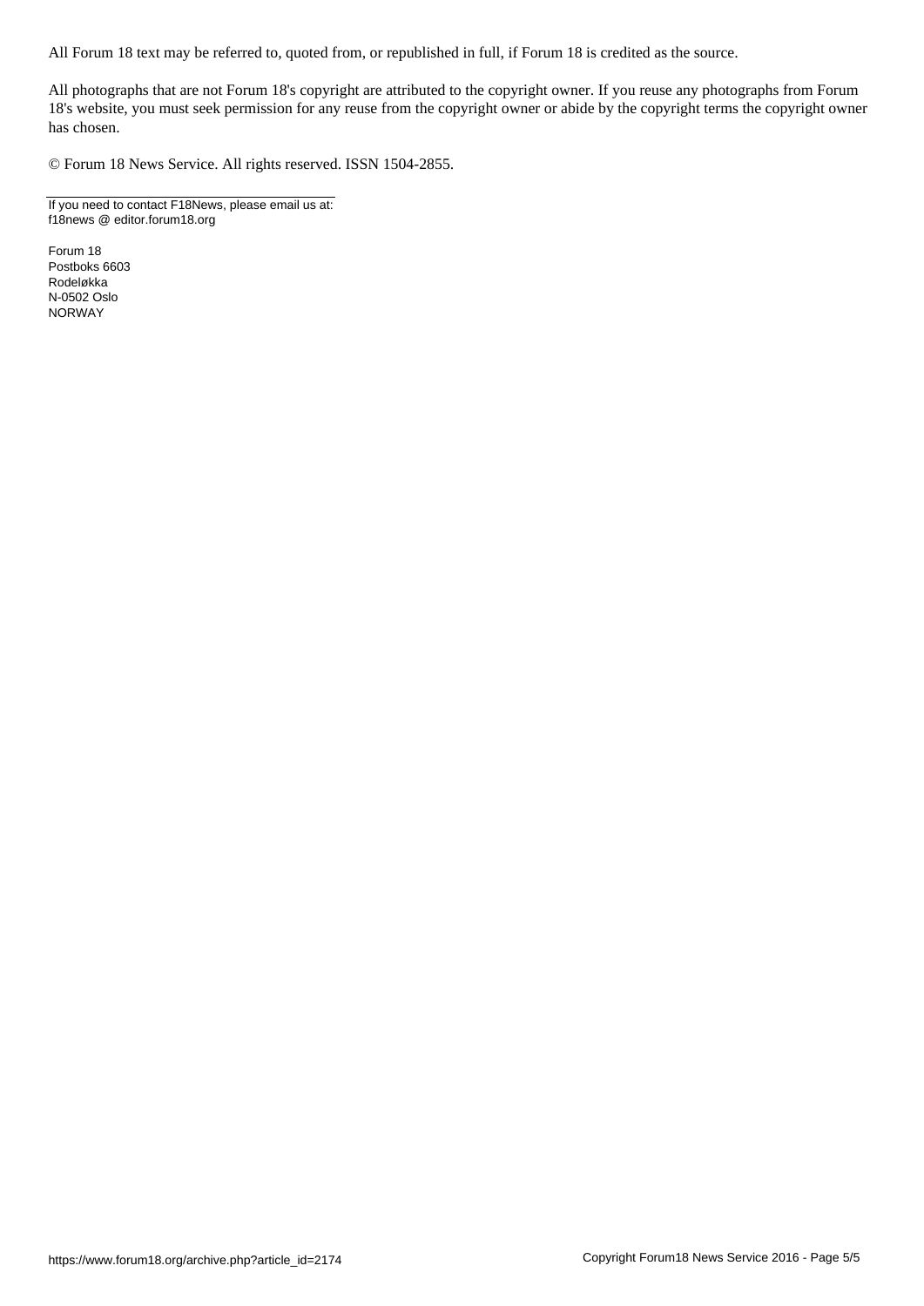All Forum 18 text may be referred to, quoted from, or republished in full, if Forum 18 is credited as the source.

All photographs that are not Forum 18's copyright are attributed to the copyright owner. If you reuse any photographs from Forum 18's website, you must seek permission for any reuse from the copyright owner or abide by the copyright terms the copyright owner has chosen.

© Forum 18 News Service. All rights reserved. ISSN 1504-2855.

---

If you need to contact F18News, please email us at:
f18news @ editor.forum18.org

Forum 18
Postboks 6603
Rodeløkka
N-0502 Oslo
NORWAY